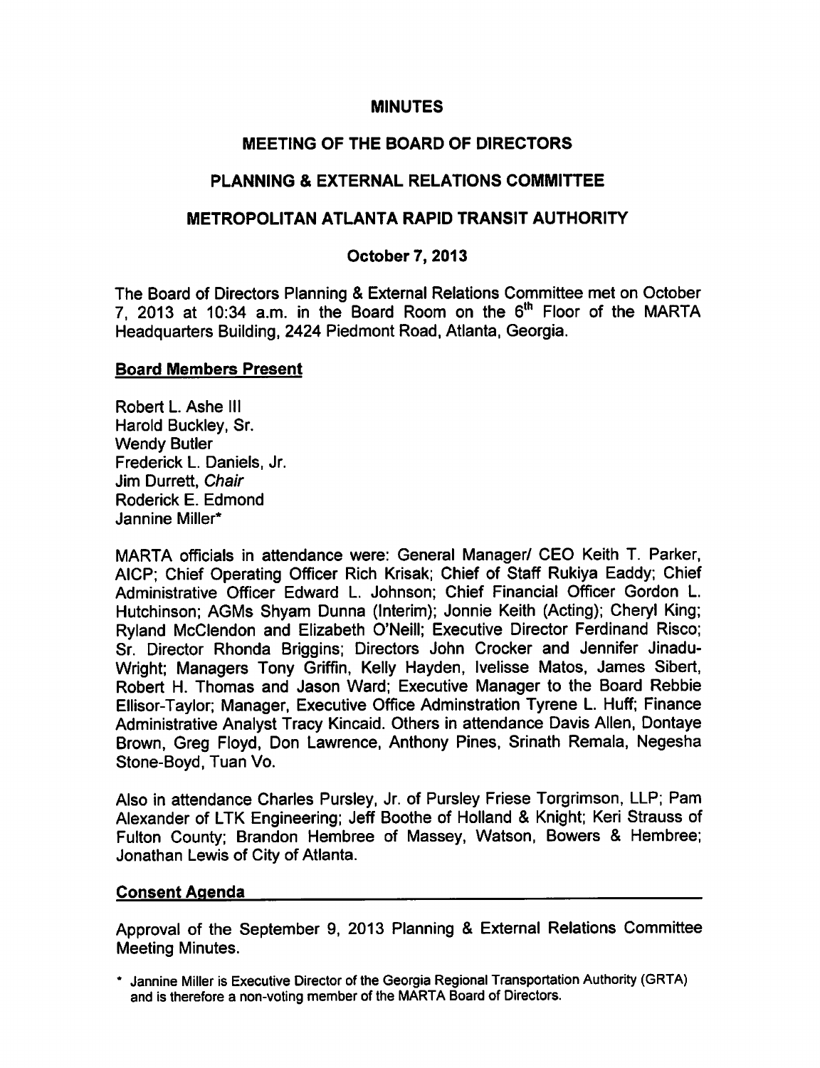# MINUTES

## MEETING OF THE BOARD OF DIRECTORS

## PLANNING & EXTERNAL RELATIONS COMMITTEE

## METROPOLITAN ATLANTA RAPID TRANSIT AUTHORITY

### October 7, 2013

The Board of Directors Planning & External Relations Committee met on October 7, 2013 at 10:34 a.m. in the Board Room on the 6th Floor of the MARTA Headquarters Building, 2424 Piedmont Road, Atlanta, Georgia.

**Board Members Present**

Robert L. Ashe III
Harold Buckley, Sr.
Wendy Butler
Frederick L. Daniels, Jr.
Jim Durrett, *Chair*
Roderick E. Edmond
Jannine Miller*

MARTA officials in attendance were: General Manager/ CEO Keith T. Parker, AICP; Chief Operating Officer Rich Krisak; Chief of Staff Rukiya Eaddy; Chief Administrative Officer Edward L. Johnson; Chief Financial Officer Gordon L. Hutchinson; AGMs Shyam Dunna (Interim); Jonnie Keith (Acting); Cheryl King; Ryland McClendon and Elizabeth O'Neill; Executive Director Ferdinand Risco; Sr. Director Rhonda Briggins; Directors John Crocker and Jennifer Jinadu-Wright; Managers Tony Griffin, Kelly Hayden, Ivelisse Matos, James Sibert, Robert H. Thomas and Jason Ward; Executive Manager to the Board Rebbie Ellisor-Taylor; Manager, Executive Office Adminstration Tyrene L. Huff; Finance Administrative Analyst Tracy Kincaid. Others in attendance Davis Allen, Dontaye Brown, Greg Floyd, Don Lawrence, Anthony Pines, Srinath Remala, Negesha Stone-Boyd, Tuan Vo.

Also in attendance Charles Pursley, Jr. of Pursley Friese Torgrimson, LLP; Pam Alexander of LTK Engineering; Jeff Boothe of Holland & Knight; Keri Strauss of Fulton County; Brandon Hembree of Massey, Watson, Bowers & Hembree; Jonathan Lewis of City of Atlanta.

**Consent Agenda**

Approval of the September 9, 2013 Planning & External Relations Committee Meeting Minutes.

* Jannine Miller is Executive Director of the Georgia Regional Transportation Authority (GRTA) and is therefore a non-voting member of the MARTA Board of Directors.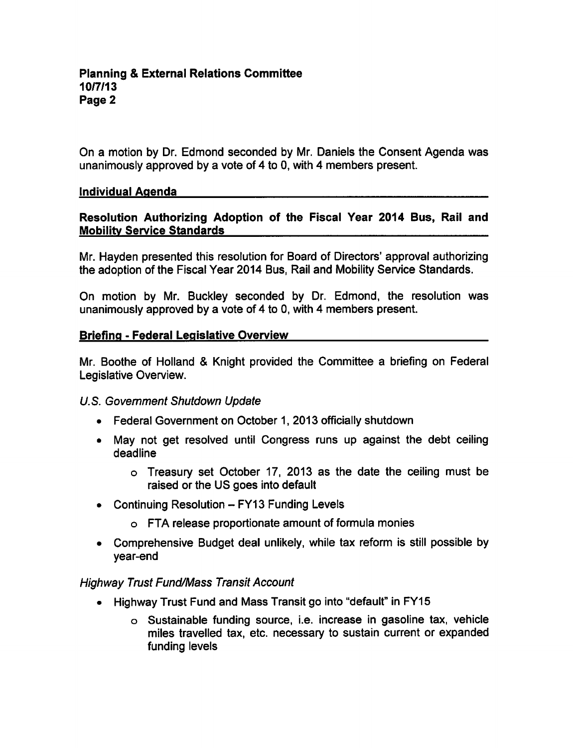On a motion by Dr. Edmond seconded by Mr. Daniels the Consent Agenda was unanimously approved by a vote of 4 to 0, with 4 members present.

## Individual Agenda

### Resolution Authorizing Adoption of the Fiscal Year 2014 Bus, Rail and Mobility Service Standards

Mr. Hayden presented this resolution for Board of Directors' approval authorizing the adoption of the Fiscal Year 2014 Bus, Rail and Mobility Service Standards.

On motion by Mr. Buckley seconded by Dr. Edmond, the resolution was unanimously approved by a vote of 4 to 0, with 4 members present.

### Briefing - Federal Legislative Overview

Mr. Boothe of Holland & Knight provided the Committee a briefing on Federal Legislative Overview.

*U.S. Government Shutdown Update*

- Federal Government on October 1, 2013 officially shutdown
- May not get resolved until Congress runs up against the debt ceiling deadline
  - Treasury set October 17, 2013 as the date the ceiling must be raised or the US goes into default
- Continuing Resolution – FY13 Funding Levels
  - FTA release proportionate amount of formula monies
- Comprehensive Budget deal unlikely, while tax reform is still possible by year-end

*Highway Trust Fund/Mass Transit Account*

- Highway Trust Fund and Mass Transit go into "default" in FY15
  - Sustainable funding source, i.e. increase in gasoline tax, vehicle miles travelled tax, etc. necessary to sustain current or expanded funding levels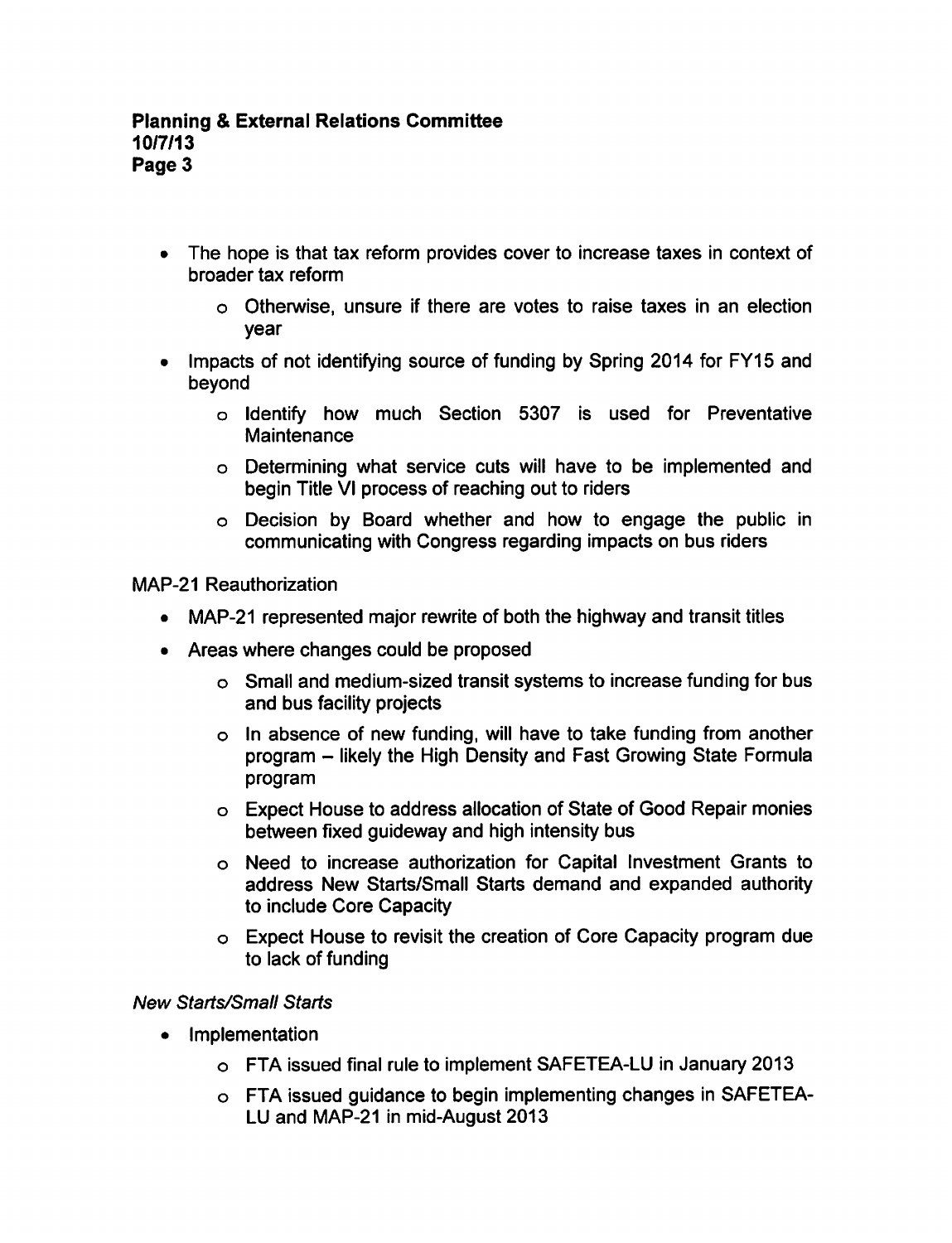- The hope is that tax reform provides cover to increase taxes in context of broader tax reform
    - Otherwise, unsure if there are votes to raise taxes in an election year
- Impacts of not identifying source of funding by Spring 2014 for FY15 and beyond
    - Identify how much Section 5307 is used for Preventative Maintenance
    - Determining what service cuts will have to be implemented and begin Title VI process of reaching out to riders
    - Decision by Board whether and how to engage the public in communicating with Congress regarding impacts on bus riders

MAP-21 Reauthorization

- MAP-21 represented major rewrite of both the highway and transit titles
- Areas where changes could be proposed
    - Small and medium-sized transit systems to increase funding for bus and bus facility projects
    - In absence of new funding, will have to take funding from another program – likely the High Density and Fast Growing State Formula program
    - Expect House to address allocation of State of Good Repair monies between fixed guideway and high intensity bus
    - Need to increase authorization for Capital Investment Grants to address New Starts/Small Starts demand and expanded authority to include Core Capacity
    - Expect House to revisit the creation of Core Capacity program due to lack of funding

*New Starts/Small Starts*

- Implementation
    - FTA issued final rule to implement SAFETEA-LU in January 2013
    - FTA issued guidance to begin implementing changes in SAFETEA-LU and MAP-21 in mid-August 2013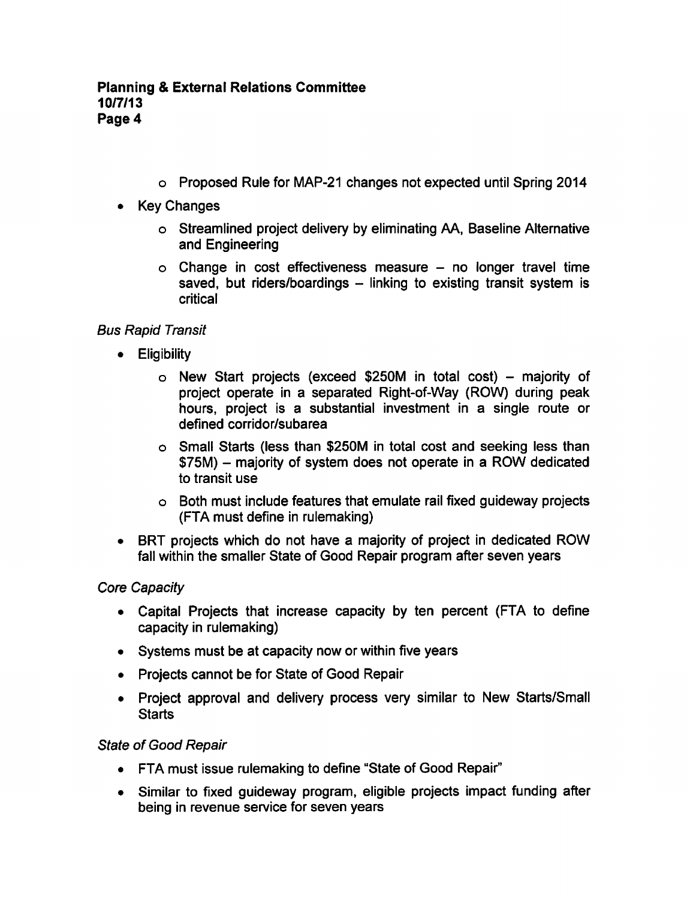- Proposed Rule for MAP-21 changes not expected until Spring 2014
- Key Changes
  - Streamlined project delivery by eliminating AA, Baseline Alternative and Engineering
  - Change in cost effectiveness measure – no longer travel time saved, but riders/boardings – linking to existing transit system is critical

*Bus Rapid Transit*

- Eligibility
  - New Start projects (exceed $250M in total cost) – majority of project operate in a separated Right-of-Way (ROW) during peak hours, project is a substantial investment in a single route or defined corridor/subarea
  - Small Starts (less than $250M in total cost and seeking less than $75M) – majority of system does not operate in a ROW dedicated to transit use
  - Both must include features that emulate rail fixed guideway projects (FTA must define in rulemaking)
- BRT projects which do not have a majority of project in dedicated ROW fall within the smaller State of Good Repair program after seven years

*Core Capacity*

- Capital Projects that increase capacity by ten percent (FTA to define capacity in rulemaking)
- Systems must be at capacity now or within five years
- Projects cannot be for State of Good Repair
- Project approval and delivery process very similar to New Starts/Small Starts

*State of Good Repair*

- FTA must issue rulemaking to define "State of Good Repair"
- Similar to fixed guideway program, eligible projects impact funding after being in revenue service for seven years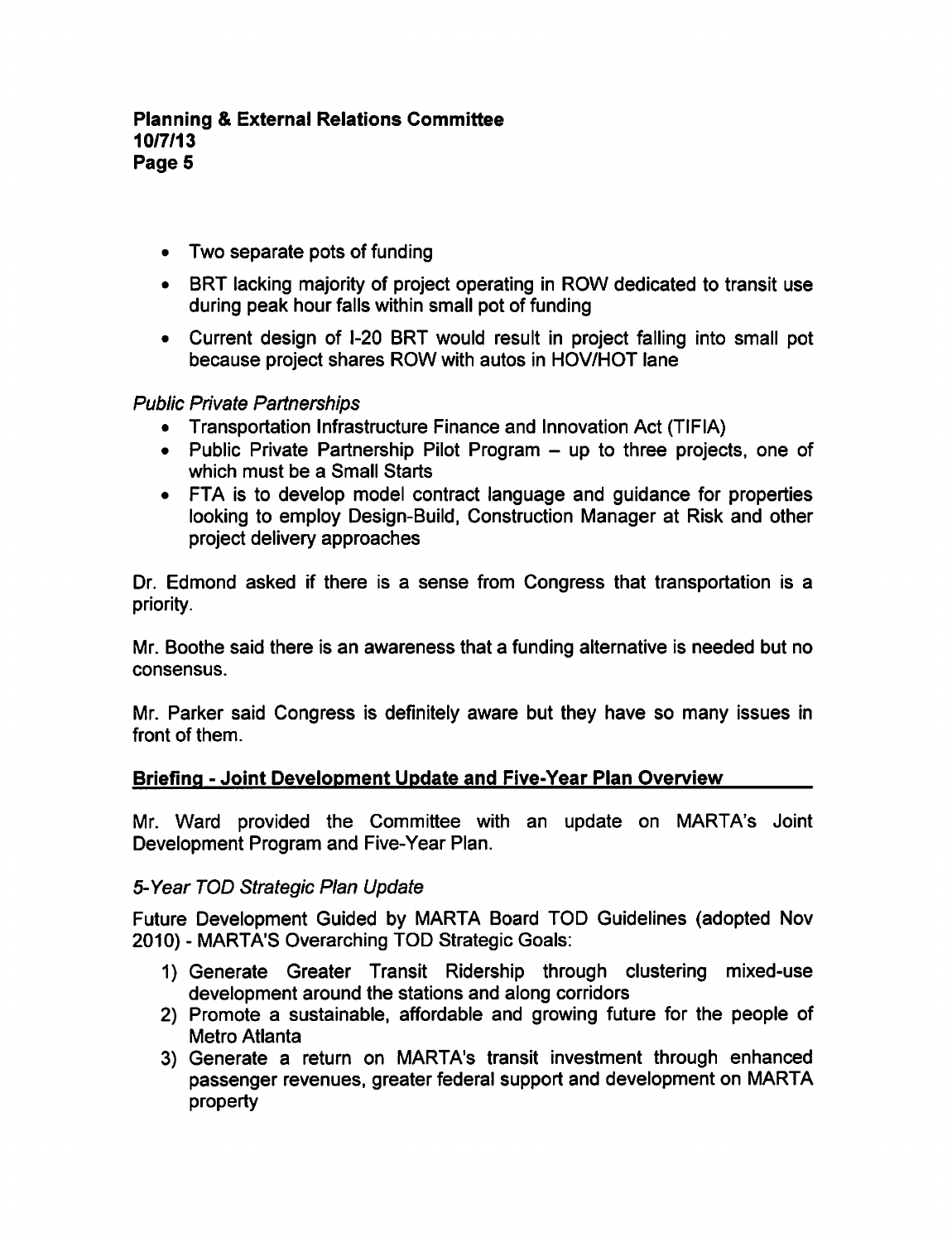- Two separate pots of funding
- BRT lacking majority of project operating in ROW dedicated to transit use during peak hour falls within small pot of funding
- Current design of I-20 BRT would result in project falling into small pot because project shares ROW with autos in HOV/HOT lane

*Public Private Partnerships*

- Transportation Infrastructure Finance and Innovation Act (TIFIA)
- Public Private Partnership Pilot Program – up to three projects, one of which must be a Small Starts
- FTA is to develop model contract language and guidance for properties looking to employ Design-Build, Construction Manager at Risk and other project delivery approaches

Dr. Edmond asked if there is a sense from Congress that transportation is a priority.

Mr. Boothe said there is an awareness that a funding alternative is needed but no consensus.

Mr. Parker said Congress is definitely aware but they have so many issues in front of them.

## Briefing - Joint Development Update and Five-Year Plan Overview

Mr. Ward provided the Committee with an update on MARTA's Joint Development Program and Five-Year Plan.

*5-Year TOD Strategic Plan Update*

Future Development Guided by MARTA Board TOD Guidelines (adopted Nov 2010) - MARTA'S Overarching TOD Strategic Goals:

1) Generate Greater Transit Ridership through clustering mixed-use development around the stations and along corridors
2) Promote a sustainable, affordable and growing future for the people of Metro Atlanta
3) Generate a return on MARTA's transit investment through enhanced passenger revenues, greater federal support and development on MARTA property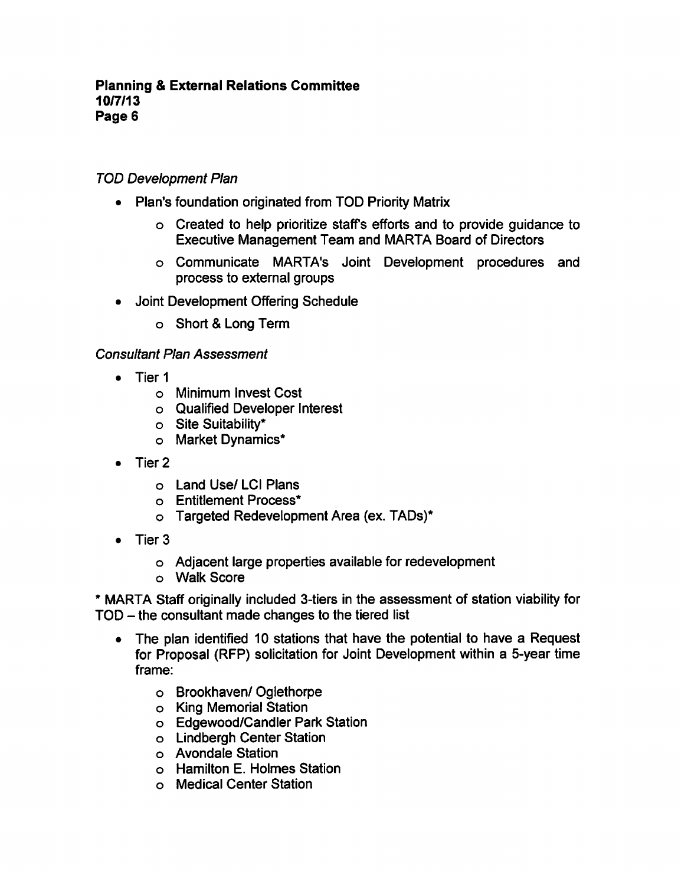*TOD Development Plan*

- Plan's foundation originated from TOD Priority Matrix
  - Created to help prioritize staff's efforts and to provide guidance to Executive Management Team and MARTA Board of Directors
  - Communicate MARTA's Joint Development procedures and process to external groups
- Joint Development Offering Schedule
  - Short & Long Term

*Consultant Plan Assessment*

- Tier 1
  - Minimum Invest Cost
  - Qualified Developer Interest
  - Site Suitability*
  - Market Dynamics*
- Tier 2
  - Land Use/ LCI Plans
  - Entitlement Process*
  - Targeted Redevelopment Area (ex. TADs)*
- Tier 3
  - Adjacent large properties available for redevelopment
  - Walk Score

* MARTA Staff originally included 3-tiers in the assessment of station viability for TOD – the consultant made changes to the tiered list

- The plan identified 10 stations that have the potential to have a Request for Proposal (RFP) solicitation for Joint Development within a 5-year time frame:
  - Brookhaven/ Oglethorpe
  - King Memorial Station
  - Edgewood/Candler Park Station
  - Lindbergh Center Station
  - Avondale Station
  - Hamilton E. Holmes Station
  - Medical Center Station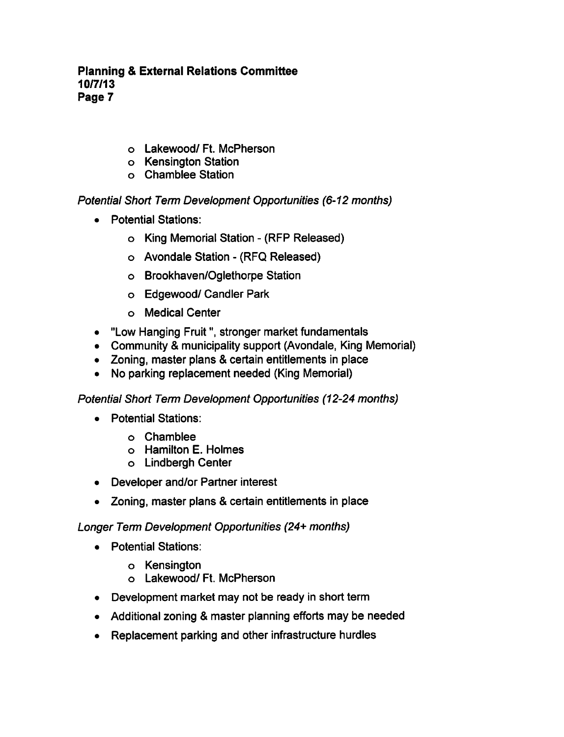- Lakewood/ Ft. McPherson
  - Kensington Station
  - Chamblee Station

*Potential Short Term Development Opportunities (6-12 months)*

- Potential Stations:
  - King Memorial Station - (RFP Released)
  - Avondale Station - (RFQ Released)
  - Brookhaven/Oglethorpe Station
  - Edgewood/ Candler Park
  - Medical Center
- "Low Hanging Fruit ", stronger market fundamentals
- Community & municipality support (Avondale, King Memorial)
- Zoning, master plans & certain entitlements in place
- No parking replacement needed (King Memorial)

*Potential Short Term Development Opportunities (12-24 months)*

- Potential Stations:
  - Chamblee
  - Hamilton E. Holmes
  - Lindbergh Center
- Developer and/or Partner interest
- Zoning, master plans & certain entitlements in place

*Longer Term Development Opportunities (24+ months)*

- Potential Stations:
  - Kensington
  - Lakewood/ Ft. McPherson
- Development market may not be ready in short term
- Additional zoning & master planning efforts may be needed
- Replacement parking and other infrastructure hurdles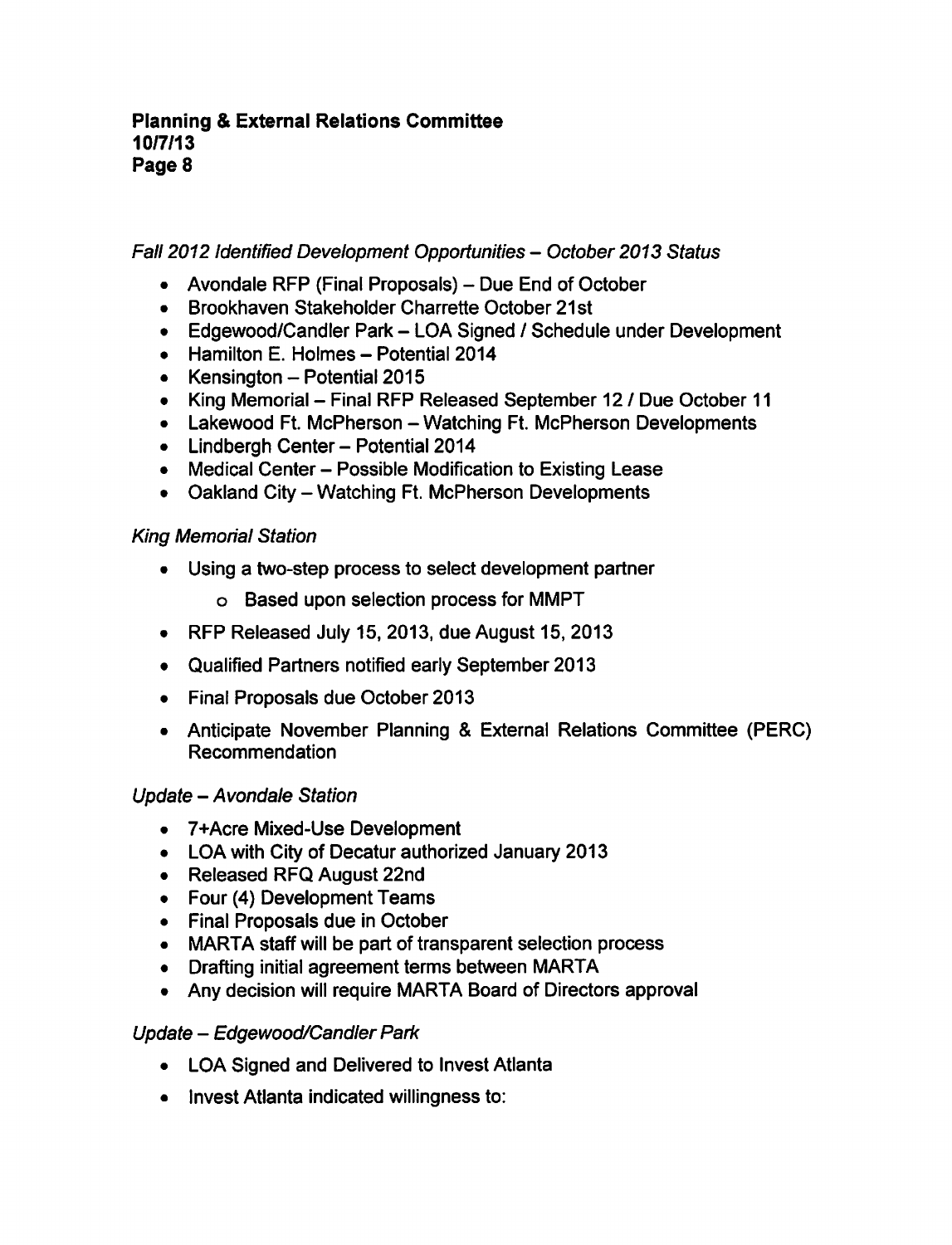*Fall 2012 Identified Development Opportunities – October 2013 Status*

- Avondale RFP (Final Proposals) – Due End of October
- Brookhaven Stakeholder Charrette October 21st
- Edgewood/Candler Park – LOA Signed / Schedule under Development
- Hamilton E. Holmes – Potential 2014
- Kensington – Potential 2015
- King Memorial – Final RFP Released September 12 / Due October 11
- Lakewood Ft. McPherson – Watching Ft. McPherson Developments
- Lindbergh Center – Potential 2014
- Medical Center – Possible Modification to Existing Lease
- Oakland City – Watching Ft. McPherson Developments

*King Memorial Station*

- Using a two-step process to select development partner
  - Based upon selection process for MMPT
- RFP Released July 15, 2013, due August 15, 2013
- Qualified Partners notified early September 2013
- Final Proposals due October 2013
- Anticipate November Planning & External Relations Committee (PERC) Recommendation

*Update – Avondale Station*

- 7+Acre Mixed-Use Development
- LOA with City of Decatur authorized January 2013
- Released RFQ August 22nd
- Four (4) Development Teams
- Final Proposals due in October
- MARTA staff will be part of transparent selection process
- Drafting initial agreement terms between MARTA
- Any decision will require MARTA Board of Directors approval

*Update – Edgewood/Candler Park*

- LOA Signed and Delivered to Invest Atlanta
- Invest Atlanta indicated willingness to: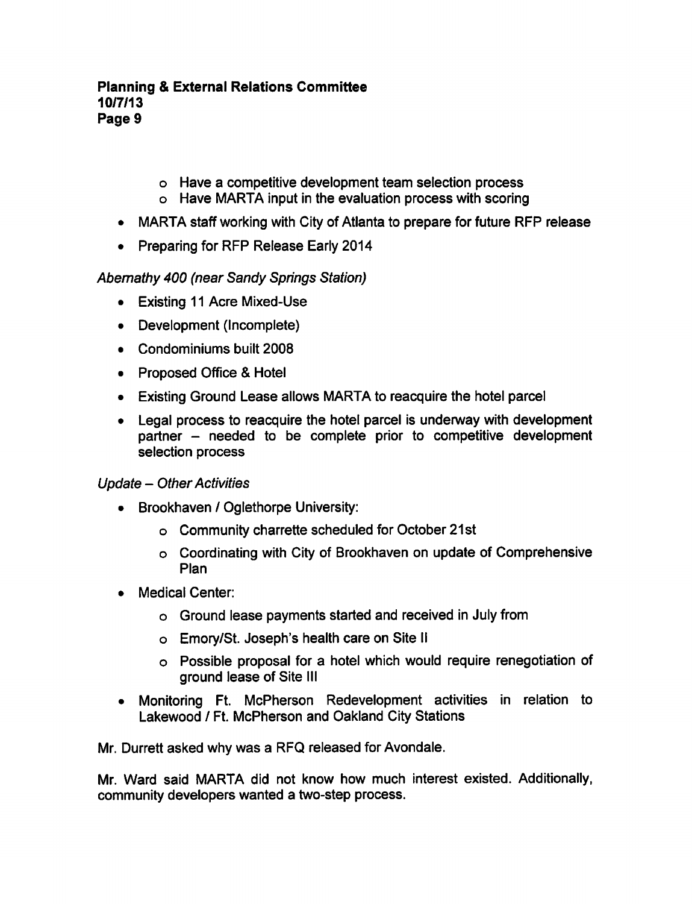- Have a competitive development team selection process
  - Have MARTA input in the evaluation process with scoring
- MARTA staff working with City of Atlanta to prepare for future RFP release
- Preparing for RFP Release Early 2014

*Abernathy 400 (near Sandy Springs Station)*

- Existing 11 Acre Mixed-Use
- Development (Incomplete)
- Condominiums built 2008
- Proposed Office & Hotel
- Existing Ground Lease allows MARTA to reacquire the hotel parcel
- Legal process to reacquire the hotel parcel is underway with development partner – needed to be complete prior to competitive development selection process

*Update – Other Activities*

- Brookhaven / Oglethorpe University:
  - Community charrette scheduled for October 21st
  - Coordinating with City of Brookhaven on update of Comprehensive Plan
- Medical Center:
  - Ground lease payments started and received in July from
  - Emory/St. Joseph's health care on Site II
  - Possible proposal for a hotel which would require renegotiation of ground lease of Site III
- Monitoring Ft. McPherson Redevelopment activities in relation to Lakewood / Ft. McPherson and Oakland City Stations

Mr. Durrett asked why was a RFQ released for Avondale.

Mr. Ward said MARTA did not know how much interest existed. Additionally, community developers wanted a two-step process.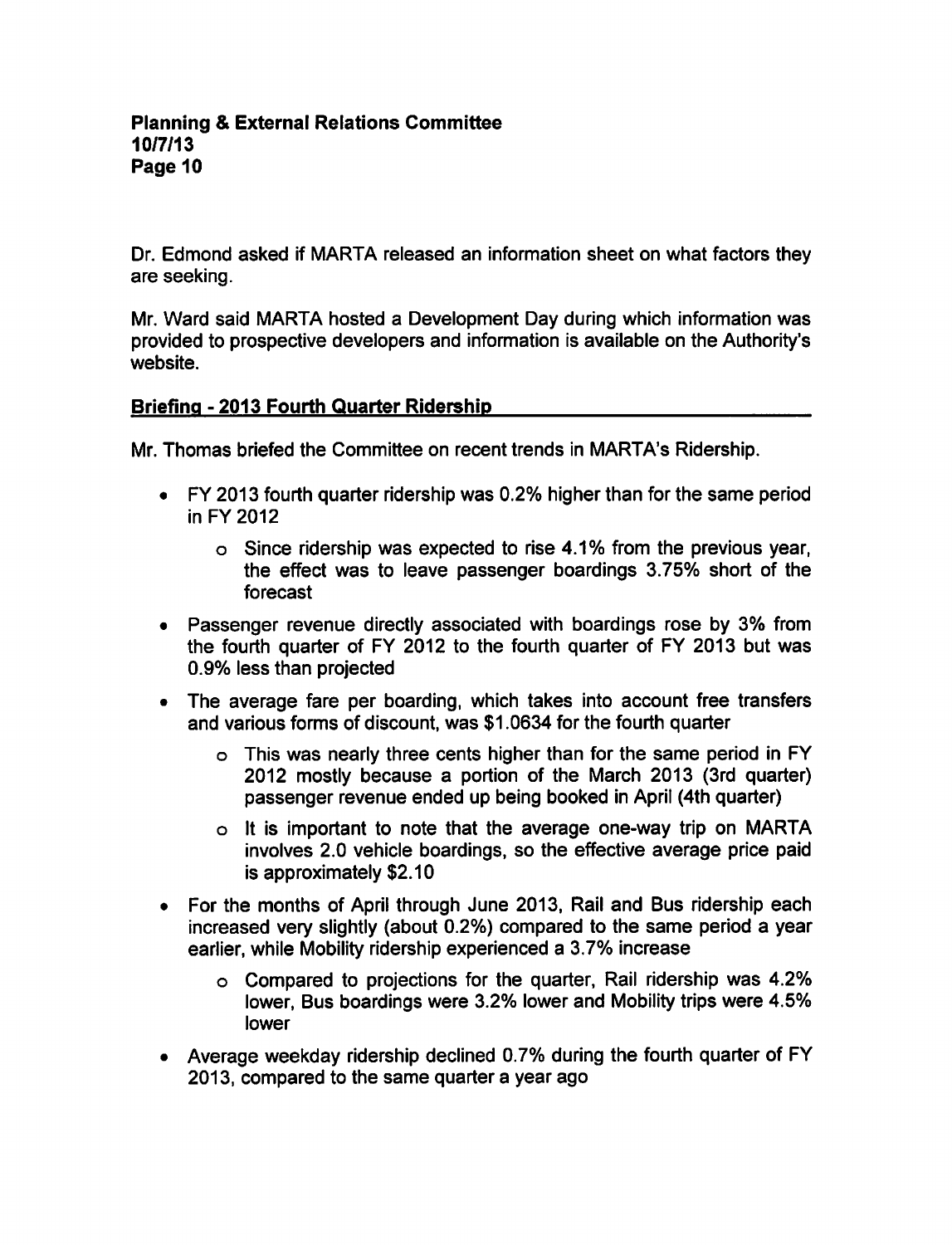Dr. Edmond asked if MARTA released an information sheet on what factors they are seeking.

Mr. Ward said MARTA hosted a Development Day during which information was provided to prospective developers and information is available on the Authority's website.

## Briefing - 2013 Fourth Quarter Ridership

Mr. Thomas briefed the Committee on recent trends in MARTA's Ridership.

- FY 2013 fourth quarter ridership was 0.2% higher than for the same period in FY 2012
    - Since ridership was expected to rise 4.1% from the previous year, the effect was to leave passenger boardings 3.75% short of the forecast
- Passenger revenue directly associated with boardings rose by 3% from the fourth quarter of FY 2012 to the fourth quarter of FY 2013 but was 0.9% less than projected
- The average fare per boarding, which takes into account free transfers and various forms of discount, was $1.0634 for the fourth quarter
    - This was nearly three cents higher than for the same period in FY 2012 mostly because a portion of the March 2013 (3rd quarter) passenger revenue ended up being booked in April (4th quarter)
    - It is important to note that the average one-way trip on MARTA involves 2.0 vehicle boardings, so the effective average price paid is approximately $2.10
- For the months of April through June 2013, Rail and Bus ridership each increased very slightly (about 0.2%) compared to the same period a year earlier, while Mobility ridership experienced a 3.7% increase
    - Compared to projections for the quarter, Rail ridership was 4.2% lower, Bus boardings were 3.2% lower and Mobility trips were 4.5% lower
- Average weekday ridership declined 0.7% during the fourth quarter of FY 2013, compared to the same quarter a year ago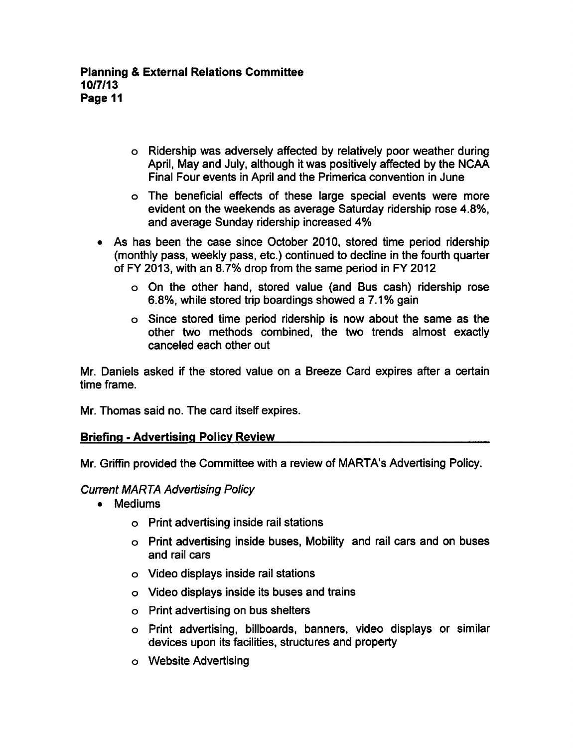- Ridership was adversely affected by relatively poor weather during April, May and July, although it was positively affected by the NCAA Final Four events in April and the Primerica convention in June
  - The beneficial effects of these large special events were more evident on the weekends as average Saturday ridership rose 4.8%, and average Sunday ridership increased 4%
- As has been the case since October 2010, stored time period ridership (monthly pass, weekly pass, etc.) continued to decline in the fourth quarter of FY 2013, with an 8.7% drop from the same period in FY 2012
  - On the other hand, stored value (and Bus cash) ridership rose 6.8%, while stored trip boardings showed a 7.1% gain
  - Since stored time period ridership is now about the same as the other two methods combined, the two trends almost exactly canceled each other out

Mr. Daniels asked if the stored value on a Breeze Card expires after a certain time frame.

Mr. Thomas said no. The card itself expires.

**Briefing - Advertising Policy Review**

Mr. Griffin provided the Committee with a review of MARTA's Advertising Policy.

*Current MARTA Advertising Policy*

- Mediums
  - Print advertising inside rail stations
  - Print advertising inside buses, Mobility and rail cars and on buses and rail cars
  - Video displays inside rail stations
  - Video displays inside its buses and trains
  - Print advertising on bus shelters
  - Print advertising, billboards, banners, video displays or similar devices upon its facilities, structures and property
  - Website Advertising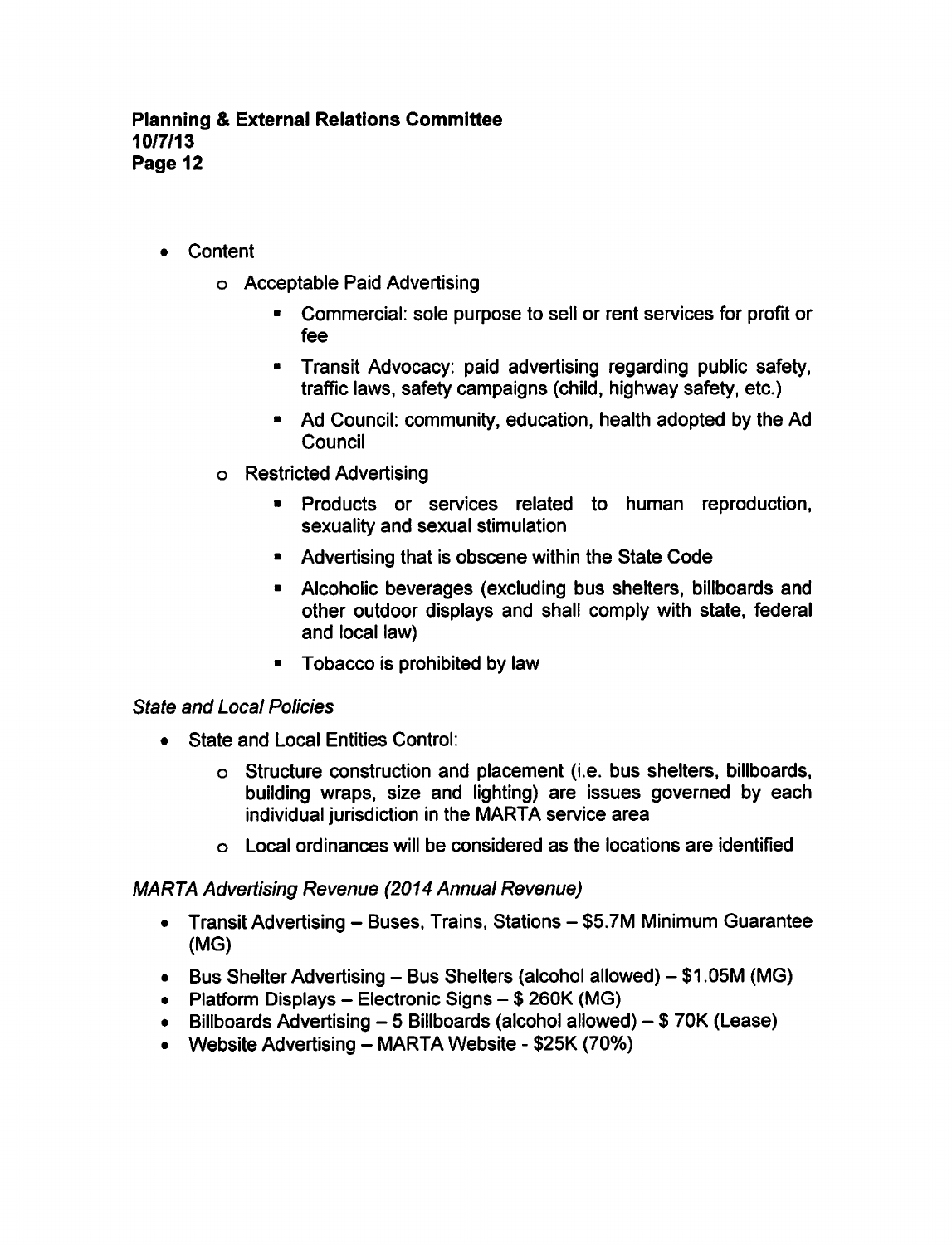- Content
  - Acceptable Paid Advertising
    - Commercial: sole purpose to sell or rent services for profit or fee
    - Transit Advocacy: paid advertising regarding public safety, traffic laws, safety campaigns (child, highway safety, etc.)
    - Ad Council: community, education, health adopted by the Ad Council
  - Restricted Advertising
    - Products or services related to human reproduction, sexuality and sexual stimulation
    - Advertising that is obscene within the State Code
    - Alcoholic beverages (excluding bus shelters, billboards and other outdoor displays and shall comply with state, federal and local law)
    - Tobacco is prohibited by law

*State and Local Policies*

- State and Local Entities Control:
  - Structure construction and placement (i.e. bus shelters, billboards, building wraps, size and lighting) are issues governed by each individual jurisdiction in the MARTA service area
  - Local ordinances will be considered as the locations are identified

*MARTA Advertising Revenue (2014 Annual Revenue)*

- Transit Advertising – Buses, Trains, Stations – $5.7M Minimum Guarantee (MG)
- Bus Shelter Advertising – Bus Shelters (alcohol allowed) – $1.05M (MG)
- Platform Displays – Electronic Signs – $ 260K (MG)
- Billboards Advertising – 5 Billboards (alcohol allowed) – $ 70K (Lease)
- Website Advertising – MARTA Website - $25K (70%)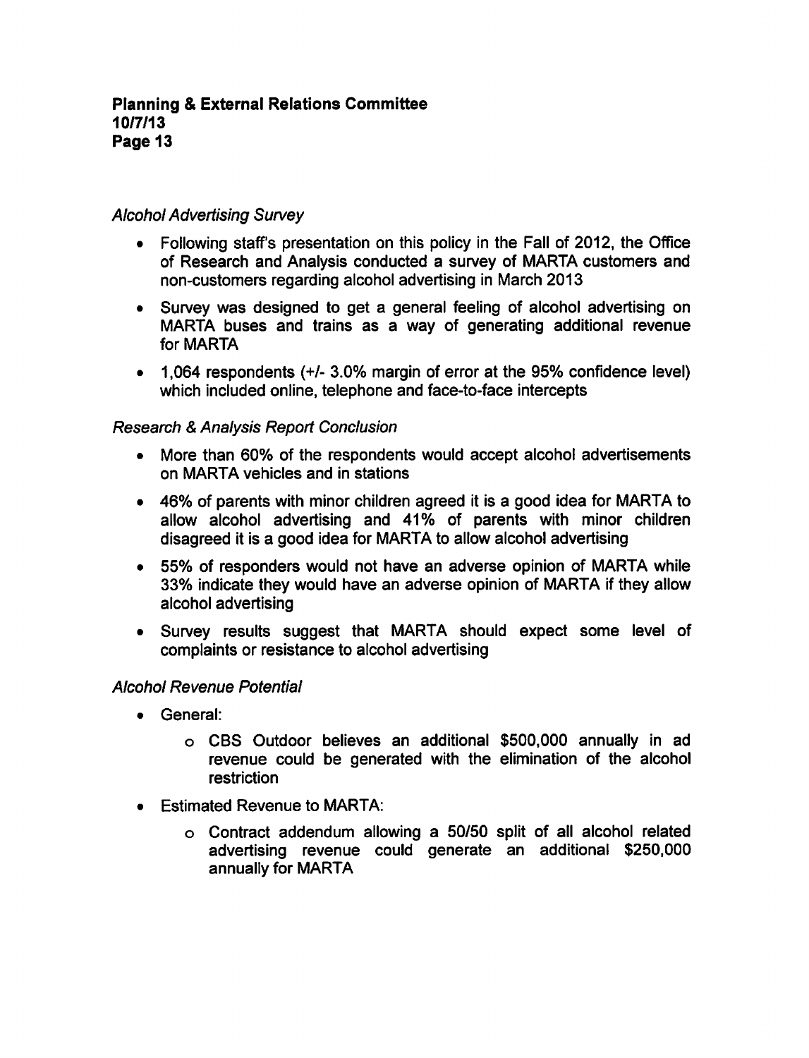*Alcohol Advertising Survey*

- Following staff's presentation on this policy in the Fall of 2012, the Office of Research and Analysis conducted a survey of MARTA customers and non-customers regarding alcohol advertising in March 2013
- Survey was designed to get a general feeling of alcohol advertising on MARTA buses and trains as a way of generating additional revenue for MARTA
- 1,064 respondents (+/- 3.0% margin of error at the 95% confidence level) which included online, telephone and face-to-face intercepts

*Research & Analysis Report Conclusion*

- More than 60% of the respondents would accept alcohol advertisements on MARTA vehicles and in stations
- 46% of parents with minor children agreed it is a good idea for MARTA to allow alcohol advertising and 41% of parents with minor children disagreed it is a good idea for MARTA to allow alcohol advertising
- 55% of responders would not have an adverse opinion of MARTA while 33% indicate they would have an adverse opinion of MARTA if they allow alcohol advertising
- Survey results suggest that MARTA should expect some level of complaints or resistance to alcohol advertising

*Alcohol Revenue Potential*

- General:
  - CBS Outdoor believes an additional $500,000 annually in ad revenue could be generated with the elimination of the alcohol restriction
- Estimated Revenue to MARTA:
  - Contract addendum allowing a 50/50 split of all alcohol related advertising revenue could generate an additional $250,000 annually for MARTA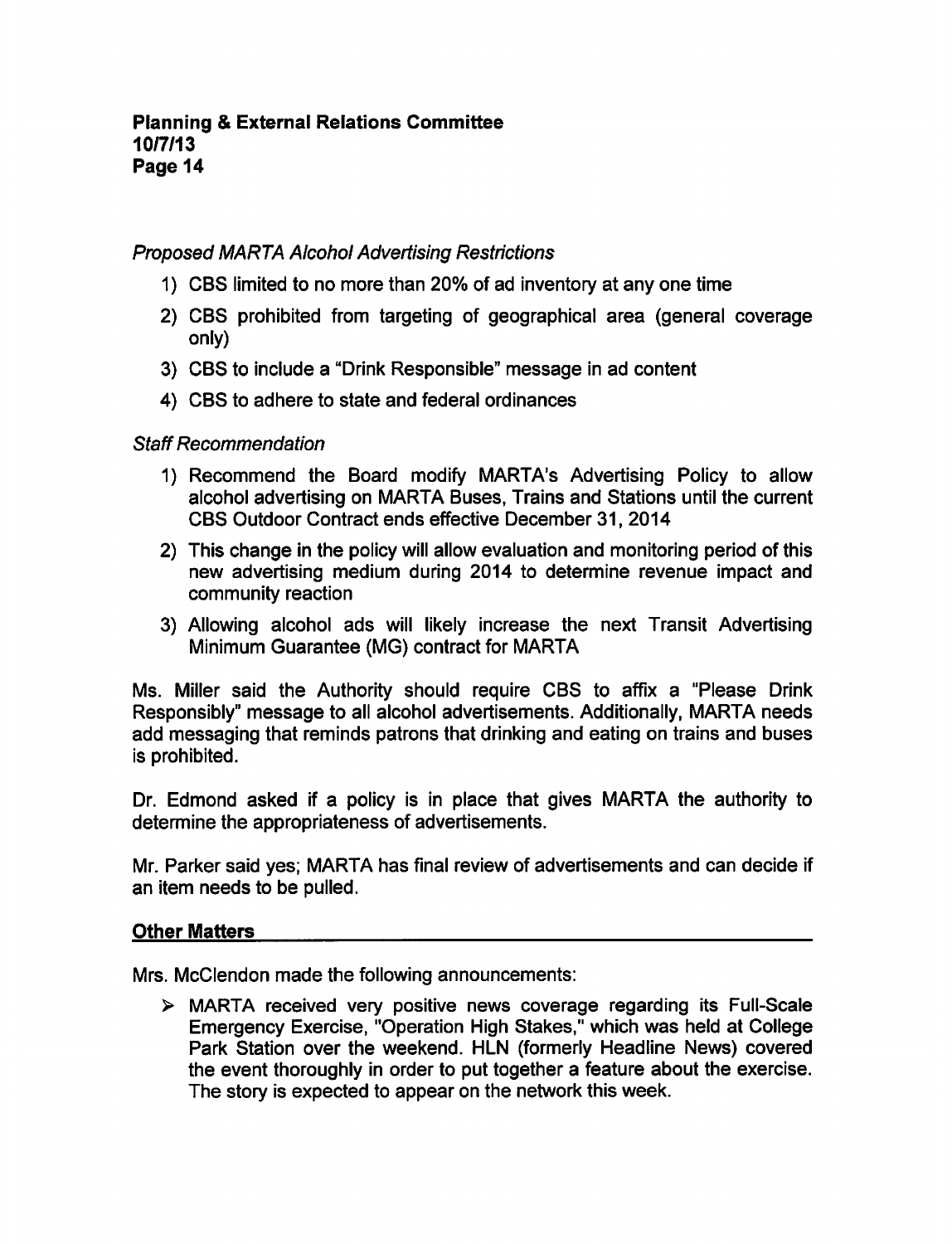*Proposed MARTA Alcohol Advertising Restrictions*

1) CBS limited to no more than 20% of ad inventory at any one time
2) CBS prohibited from targeting of geographical area (general coverage only)
3) CBS to include a "Drink Responsible" message in ad content
4) CBS to adhere to state and federal ordinances

*Staff Recommendation*

1) Recommend the Board modify MARTA's Advertising Policy to allow alcohol advertising on MARTA Buses, Trains and Stations until the current CBS Outdoor Contract ends effective December 31, 2014
2) This change in the policy will allow evaluation and monitoring period of this new advertising medium during 2014 to determine revenue impact and community reaction
3) Allowing alcohol ads will likely increase the next Transit Advertising Minimum Guarantee (MG) contract for MARTA

Ms. Miller said the Authority should require CBS to affix a "Please Drink Responsibly" message to all alcohol advertisements. Additionally, MARTA needs add messaging that reminds patrons that drinking and eating on trains and buses is prohibited.

Dr. Edmond asked if a policy is in place that gives MARTA the authority to determine the appropriateness of advertisements.

Mr. Parker said yes; MARTA has final review of advertisements and can decide if an item needs to be pulled.

## Other Matters

Mrs. McClendon made the following announcements:

- MARTA received very positive news coverage regarding its Full-Scale Emergency Exercise, "Operation High Stakes," which was held at College Park Station over the weekend. HLN (formerly Headline News) covered the event thoroughly in order to put together a feature about the exercise. The story is expected to appear on the network this week.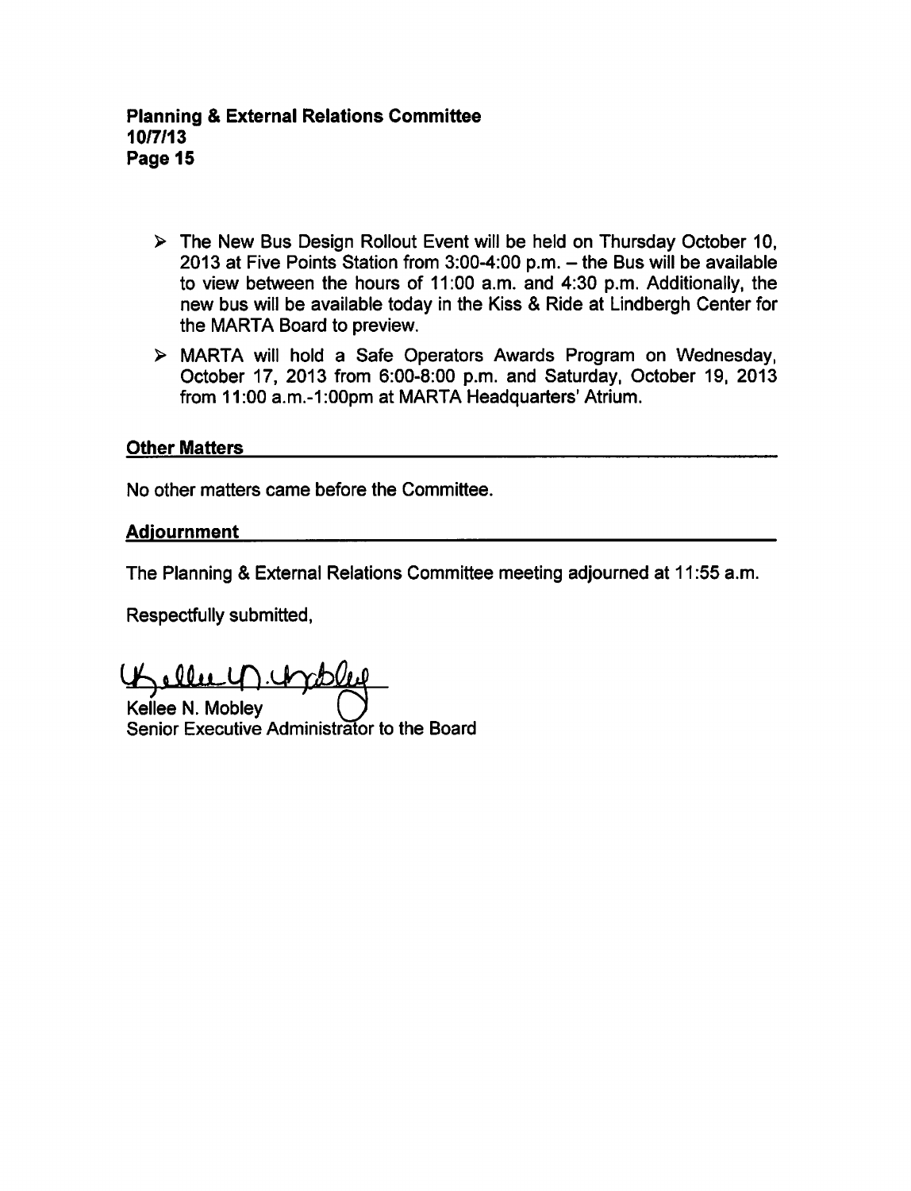- The New Bus Design Rollout Event will be held on Thursday October 10, 2013 at Five Points Station from 3:00-4:00 p.m. – the Bus will be available to view between the hours of 11:00 a.m. and 4:30 p.m. Additionally, the new bus will be available today in the Kiss & Ride at Lindbergh Center for the MARTA Board to preview.
- MARTA will hold a Safe Operators Awards Program on Wednesday, October 17, 2013 from 6:00-8:00 p.m. and Saturday, October 19, 2013 from 11:00 a.m.-1:00pm at MARTA Headquarters' Atrium.

## Other Matters

No other matters came before the Committee.

## Adjournment

The Planning & External Relations Committee meeting adjourned at 11:55 a.m.

Respectfully submitted,

Kellee N. Mobley
Senior Executive Administrator to the Board